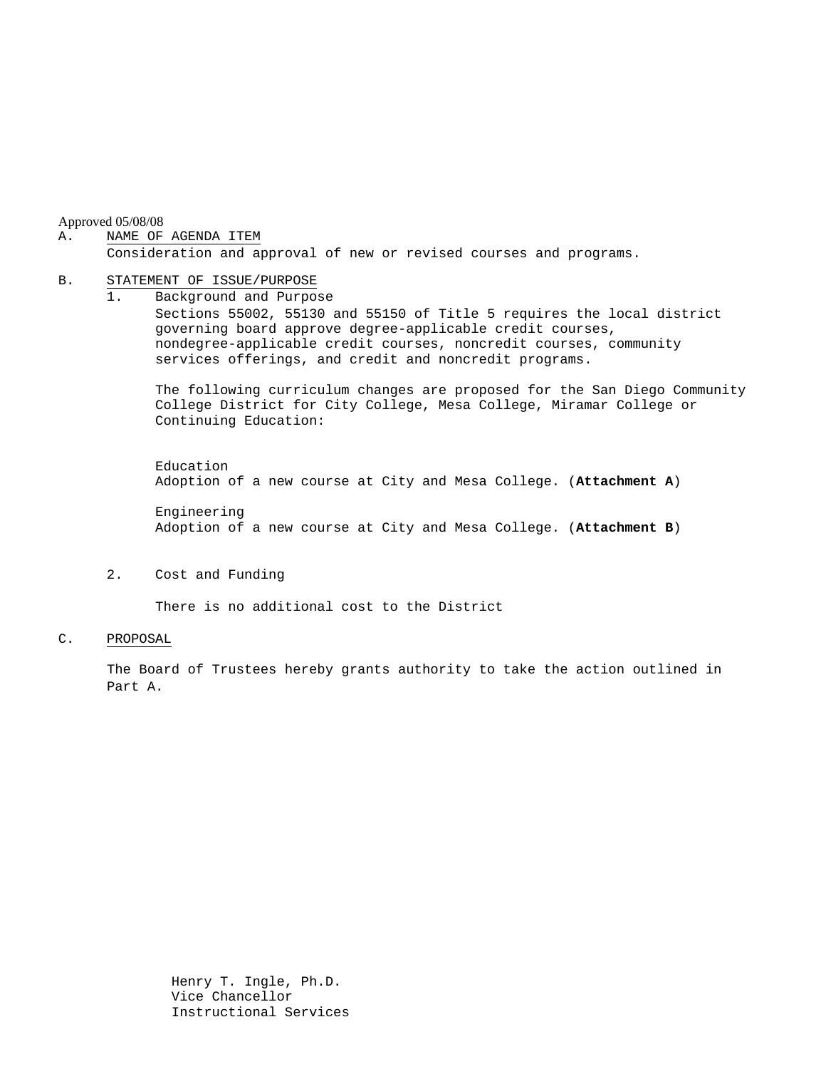Approved 05/08/08

A. NAME OF AGENDA ITEM

Consideration and approval of new or revised courses and programs.

B. STATEMENT OF ISSUE/PURPOSE

1. Background and Purpose

   Sections 55002, 55130 and 55150 of Title 5 requires the local district governing board approve degree-applicable credit courses, nondegree-applicable credit courses, noncredit courses, community services offerings, and credit and noncredit programs.

   The following curriculum changes are proposed for the San Diego Community College District for City College, Mesa College, Miramar College or Continuing Education:

   Education
   Adoption of a new course at City and Mesa College. (**Attachment A**)

   Engineering
   Adoption of a new course at City and Mesa College. (**Attachment B**)

2. Cost and Funding

   There is no additional cost to the District

C. PROPOSAL

The Board of Trustees hereby grants authority to take the action outlined in Part A.

Henry T. Ingle, Ph.D.
Vice Chancellor
Instructional Services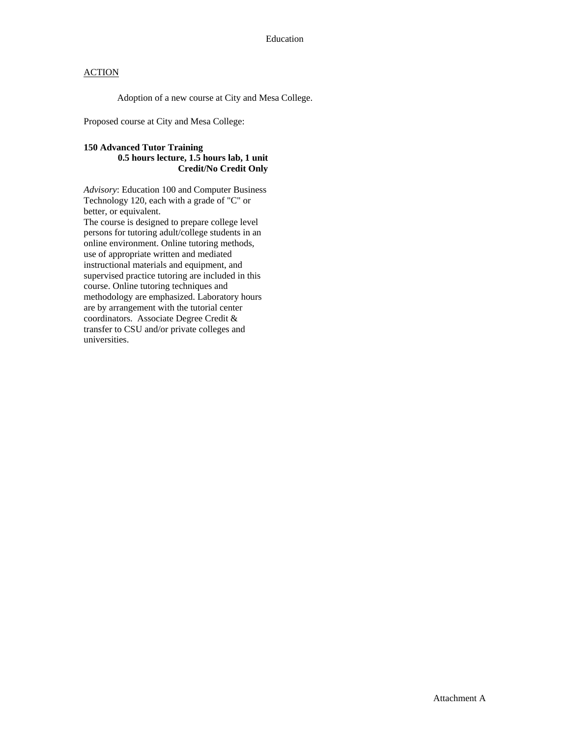Education

ACTION

Adoption of a new course at City and Mesa College.

Proposed course at City and Mesa College:

**150 Advanced Tutor Training**
**0.5 hours lecture, 1.5 hours lab, 1 unit**
**Credit/No Credit Only**

*Advisory*: Education 100 and Computer Business Technology 120, each with a grade of "C" or better, or equivalent.
The course is designed to prepare college level persons for tutoring adult/college students in an online environment. Online tutoring methods, use of appropriate written and mediated instructional materials and equipment, and supervised practice tutoring are included in this course. Online tutoring techniques and methodology are emphasized. Laboratory hours are by arrangement with the tutorial center coordinators. Associate Degree Credit & transfer to CSU and/or private colleges and universities.

Attachment A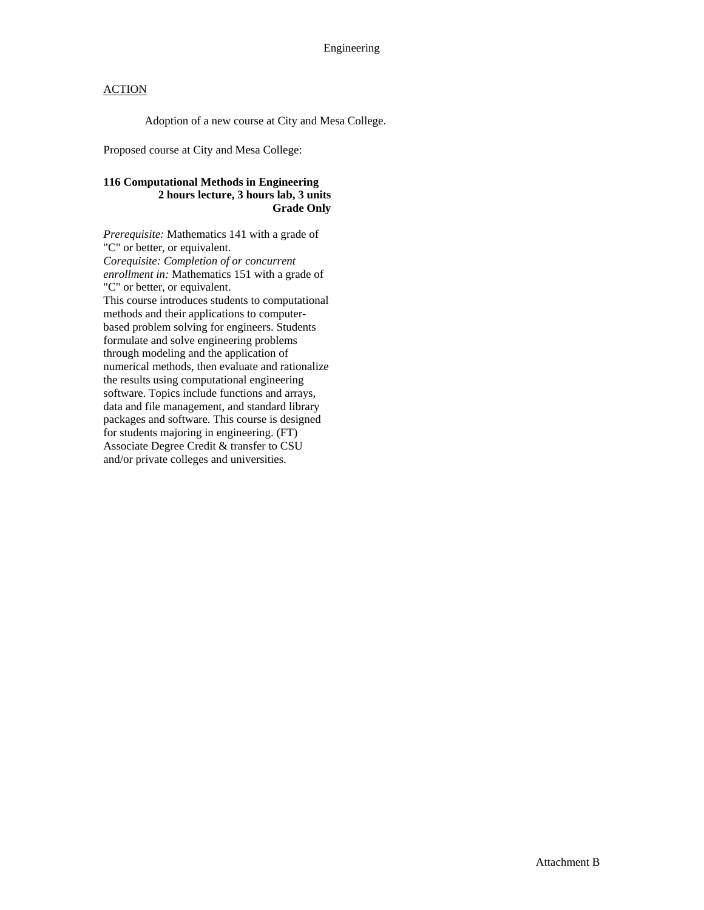Engineering

<u>ACTION</u>

Adoption of a new course at City and Mesa College.

Proposed course at City and Mesa College:

**116 Computational Methods in Engineering**
**2 hours lecture, 3 hours lab, 3 units**
**Grade Only**

*Prerequisite:* Mathematics 141 with a grade of "C" or better, or equivalent.
*Corequisite: Completion of or concurrent enrollment in:* Mathematics 151 with a grade of "C" or better, or equivalent.
This course introduces students to computational methods and their applications to computer-based problem solving for engineers. Students formulate and solve engineering problems through modeling and the application of numerical methods, then evaluate and rationalize the results using computational engineering software. Topics include functions and arrays, data and file management, and standard library packages and software. This course is designed for students majoring in engineering. (FT)
Associate Degree Credit & transfer to CSU and/or private colleges and universities.

Attachment B